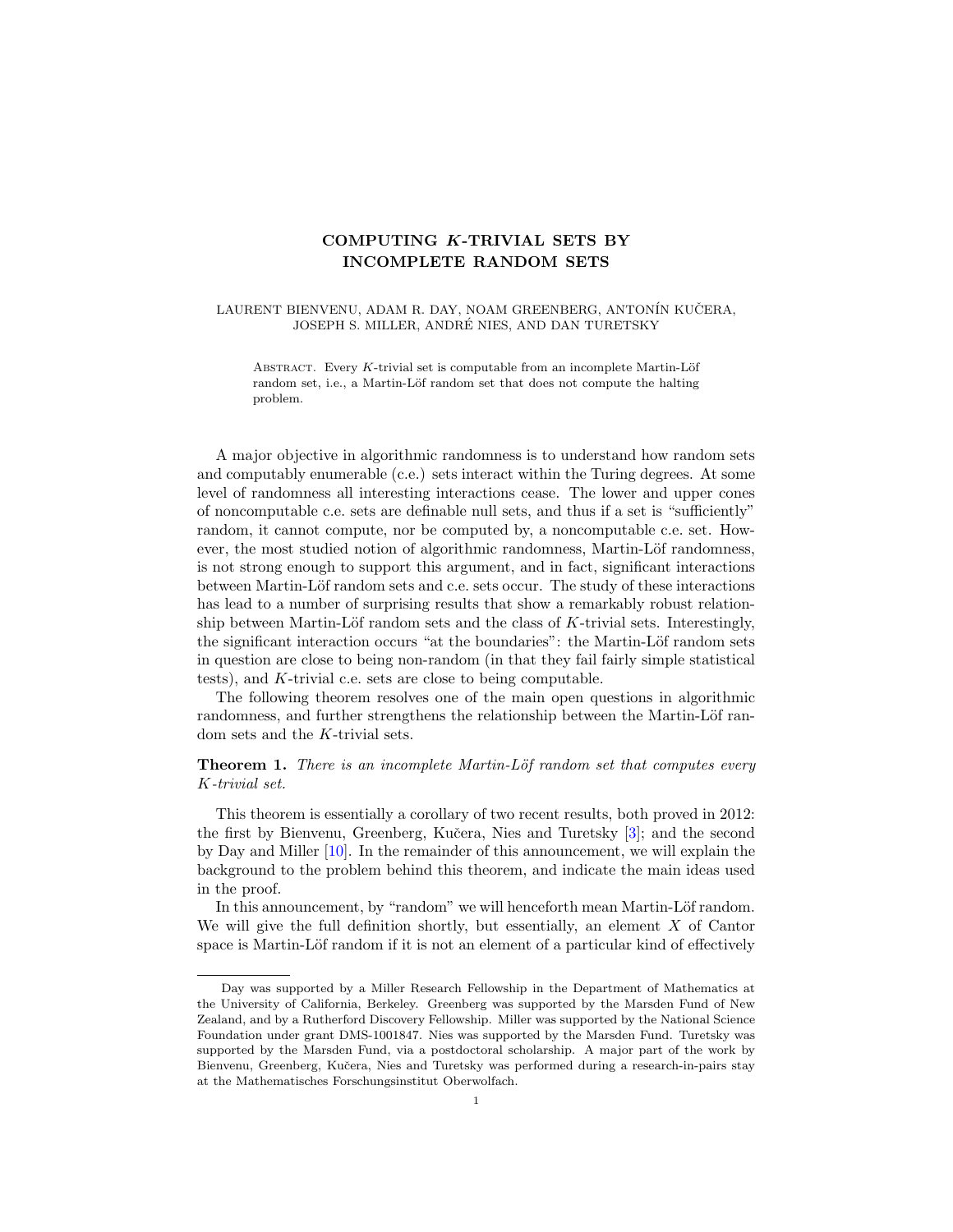# COMPUTING $K$-TRIVIAL SETS BY INCOMPLETE RANDOM SETS

LAURENT BIENVENU, ADAM R. DAY, NOAM GREENBERG, ANTONÍN KUČERA, JOSEPH S. MILLER, ANDRÉ NIES, AND DAN TURETSKY

ABSTRACT. Every $K$-trivial set is computable from an incomplete Martin-Löf random set, i.e., a Martin-Löf random set that does not compute the halting problem.

A major objective in algorithmic randomness is to understand how random sets and computably enumerable (c.e.) sets interact within the Turing degrees. At some level of randomness all interesting interactions cease. The lower and upper cones of noncomputable c.e. sets are definable null sets, and thus if a set is "sufficiently" random, it cannot compute, nor be computed by, a noncomputable c.e. set. However, the most studied notion of algorithmic randomness, Martin-Löf randomness, is not strong enough to support this argument, and in fact, significant interactions between Martin-Löf random sets and c.e. sets occur. The study of these interactions has lead to a number of surprising results that show a remarkably robust relationship between Martin-Löf random sets and the class of $K$-trivial sets. Interestingly, the significant interaction occurs "at the boundaries": the Martin-Löf random sets in question are close to being non-random (in that they fail fairly simple statistical tests), and $K$-trivial c.e. sets are close to being computable.

The following theorem resolves one of the main open questions in algorithmic randomness, and further strengthens the relationship between the Martin-Löf random sets and the $K$-trivial sets.

**Theorem 1.** *There is an incomplete Martin-Löf random set that computes every $K$-trivial set.*

This theorem is essentially a corollary of two recent results, both proved in 2012: the first by Bienvenu, Greenberg, Kučera, Nies and Turetsky [3]; and the second by Day and Miller [10]. In the remainder of this announcement, we will explain the background to the problem behind this theorem, and indicate the main ideas used in the proof.

In this announcement, by "random" we will henceforth mean Martin-Löf random. We will give the full definition shortly, but essentially, an element $X$ of Cantor space is Martin-Löf random if it is not an element of a particular kind of effectively

---

Day was supported by a Miller Research Fellowship in the Department of Mathematics at the University of California, Berkeley. Greenberg was supported by the Marsden Fund of New Zealand, and by a Rutherford Discovery Fellowship. Miller was supported by the National Science Foundation under grant DMS-1001847. Nies was supported by the Marsden Fund. Turetsky was supported by the Marsden Fund, via a postdoctoral scholarship. A major part of the work by Bienvenu, Greenberg, Kučera, Nies and Turetsky was performed during a research-in-pairs stay at the Mathematisches Forschungsinstitut Oberwolfach.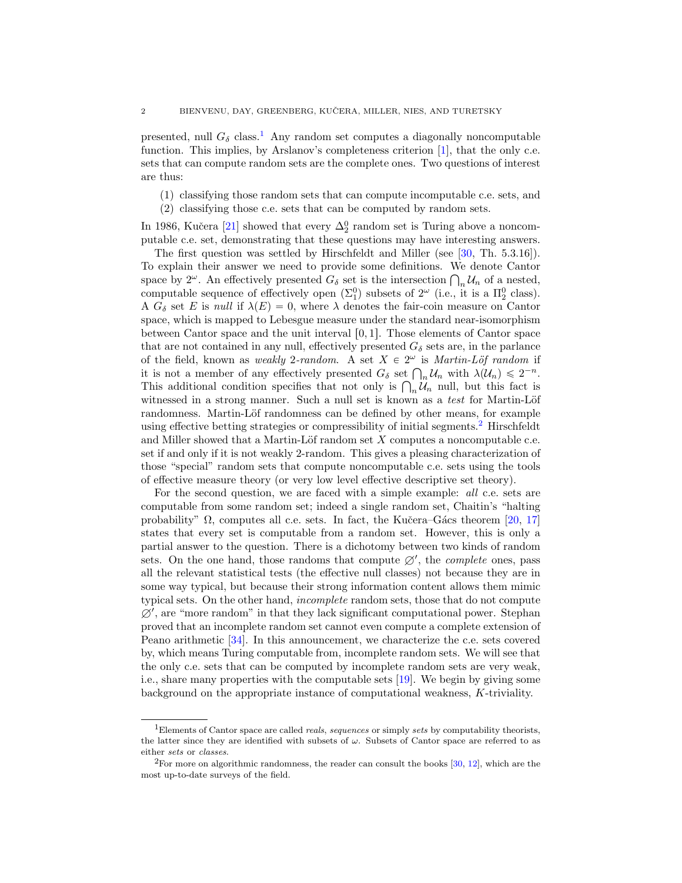presented, null $G_\delta$ class.[1] Any random set computes a diagonally noncomputable function. This implies, by Arslanov's completeness criterion [1], that the only c.e. sets that can compute random sets are the complete ones. Two questions of interest are thus:

(1) classifying those random sets that can compute incomputable c.e. sets, and
(2) classifying those c.e. sets that can be computed by random sets.

In 1986, Kučera [21] showed that every $\Delta^0_2$ random set is Turing above a noncomputable c.e. set, demonstrating that these questions may have interesting answers.

The first question was settled by Hirschfeldt and Miller (see [30, Th. 5.3.16]). To explain their answer we need to provide some definitions. We denote Cantor space by $2^\omega$. An effectively presented $G_\delta$ set is the intersection $\bigcap_n \mathcal{U}_n$ of a nested, computable sequence of effectively open ($\Sigma^0_1$) subsets of $2^\omega$ (i.e., it is a $\Pi^0_2$ class). A $G_\delta$ set $E$ is *null* if $\lambda(E) = 0$, where $\lambda$ denotes the fair-coin measure on Cantor space, which is mapped to Lebesgue measure under the standard near-isomorphism between Cantor space and the unit interval $[0, 1]$. Those elements of Cantor space that are not contained in any null, effectively presented $G_\delta$ sets are, in the parlance of the field, known as *weakly 2-random*. A set $X \in 2^\omega$ is *Martin-Löf random* if it is not a member of any effectively presented $G_\delta$ set $\bigcap_n \mathcal{U}_n$ with $\lambda(\mathcal{U}_n) \leqslant 2^{-n}$. This additional condition specifies that not only is $\bigcap_n \mathcal{U}_n$ null, but this fact is witnessed in a strong manner. Such a null set is known as a *test* for Martin-Löf randomness. Martin-Löf randomness can be defined by other means, for example using effective betting strategies or compressibility of initial segments.[2] Hirschfeldt and Miller showed that a Martin-Löf random set $X$ computes a noncomputable c.e. set if and only if it is not weakly 2-random. This gives a pleasing characterization of those "special" random sets that compute noncomputable c.e. sets using the tools of effective measure theory (or very low level effective descriptive set theory).

For the second question, we are faced with a simple example: *all* c.e. sets are computable from some random set; indeed a single random set, Chaitin's "halting probability" $\Omega$, computes all c.e. sets. In fact, the Kučera–Gács theorem [20, 17] states that every set is computable from a random set. However, this is only a partial answer to the question. There is a dichotomy between two kinds of random sets. On the one hand, those randoms that compute $\varnothing'$, the *complete* ones, pass all the relevant statistical tests (the effective null classes) not because they are in some way typical, but because their strong information content allows them mimic typical sets. On the other hand, *incomplete* random sets, those that do not compute $\varnothing'$, are "more random" in that they lack significant computational power. Stephan proved that an incomplete random set cannot even compute a complete extension of Peano arithmetic [34]. In this announcement, we characterize the c.e. sets covered by, which means Turing computable from, incomplete random sets. We will see that the only c.e. sets that can be computed by incomplete random sets are very weak, i.e., share many properties with the computable sets [19]. We begin by giving some background on the appropriate instance of computational weakness, $K$-triviality.

[1] Elements of Cantor space are called *reals*, *sequences* or simply *sets* by computability theorists, the latter since they are identified with subsets of $\omega$. Subsets of Cantor space are referred to as either *sets* or *classes*.

[2] For more on algorithmic randomness, the reader can consult the books [30, 12], which are the most up-to-date surveys of the field.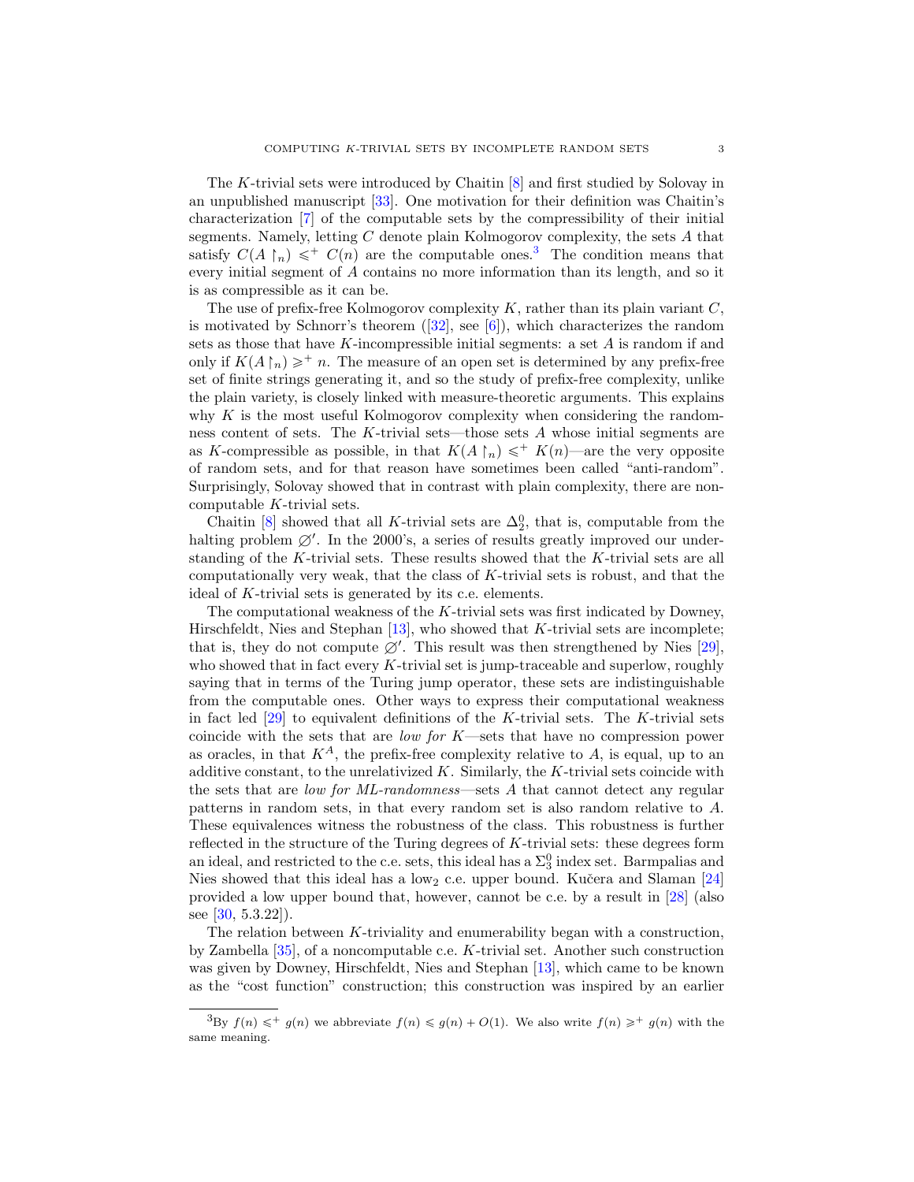The $K$-trivial sets were introduced by Chaitin [8] and first studied by Solovay in an unpublished manuscript [33]. One motivation for their definition was Chaitin's characterization [7] of the computable sets by the compressibility of their initial segments. Namely, letting $C$ denote plain Kolmogorov complexity, the sets $A$ that satisfy $C(A\upharpoonright_n) \leqslant^+ C(n)$ are the computable ones.[3] The condition means that every initial segment of $A$ contains no more information than its length, and so it is as compressible as it can be.

The use of prefix-free Kolmogorov complexity $K$, rather than its plain variant $C$, is motivated by Schnorr's theorem ([32], see [6]), which characterizes the random sets as those that have $K$-incompressible initial segments: a set $A$ is random if and only if $K(A\upharpoonright_n) \geqslant^+ n$. The measure of an open set is determined by any prefix-free set of finite strings generating it, and so the study of prefix-free complexity, unlike the plain variety, is closely linked with measure-theoretic arguments. This explains why $K$ is the most useful Kolmogorov complexity when considering the randomness content of sets. The $K$-trivial sets—those sets $A$ whose initial segments are as $K$-compressible as possible, in that $K(A\upharpoonright_n) \leqslant^+ K(n)$—are the very opposite of random sets, and for that reason have sometimes been called "anti-random". Surprisingly, Solovay showed that in contrast with plain complexity, there are non-computable $K$-trivial sets.

Chaitin [8] showed that all $K$-trivial sets are $\Delta^0_2$, that is, computable from the halting problem $\varnothing'$. In the 2000's, a series of results greatly improved our understanding of the $K$-trivial sets. These results showed that the $K$-trivial sets are all computationally very weak, that the class of $K$-trivial sets is robust, and that the ideal of $K$-trivial sets is generated by its c.e. elements.

The computational weakness of the $K$-trivial sets was first indicated by Downey, Hirschfeldt, Nies and Stephan [13], who showed that $K$-trivial sets are incomplete; that is, they do not compute $\varnothing'$. This result was then strengthened by Nies [29], who showed that in fact every $K$-trivial set is jump-traceable and superlow, roughly saying that in terms of the Turing jump operator, these sets are indistinguishable from the computable ones. Other ways to express their computational weakness in fact led [29] to equivalent definitions of the $K$-trivial sets. The $K$-trivial sets coincide with the sets that are *low for $K$*—sets that have no compression power as oracles, in that $K^A$, the prefix-free complexity relative to $A$, is equal, up to an additive constant, to the unrelativized $K$. Similarly, the $K$-trivial sets coincide with the sets that are *low for ML-randomness*—sets $A$ that cannot detect any regular patterns in random sets, in that every random set is also random relative to $A$. These equivalences witness the robustness of the class. This robustness is further reflected in the structure of the Turing degrees of $K$-trivial sets: these degrees form an ideal, and restricted to the c.e. sets, this ideal has a $\Sigma^0_3$ index set. Barmpalias and Nies showed that this ideal has a low$_2$ c.e. upper bound. Kučera and Slaman [24] provided a low upper bound that, however, cannot be c.e. by a result in [28] (also see [30, 5.3.22]).

The relation between $K$-triviality and enumerability began with a construction, by Zambella [35], of a noncomputable c.e. $K$-trivial set. Another such construction was given by Downey, Hirschfeldt, Nies and Stephan [13], which came to be known as the "cost function" construction; this construction was inspired by an earlier

[3] By $f(n) \leqslant^+ g(n)$ we abbreviate $f(n) \leqslant g(n) + O(1)$. We also write $f(n) \geqslant^+ g(n)$ with the same meaning.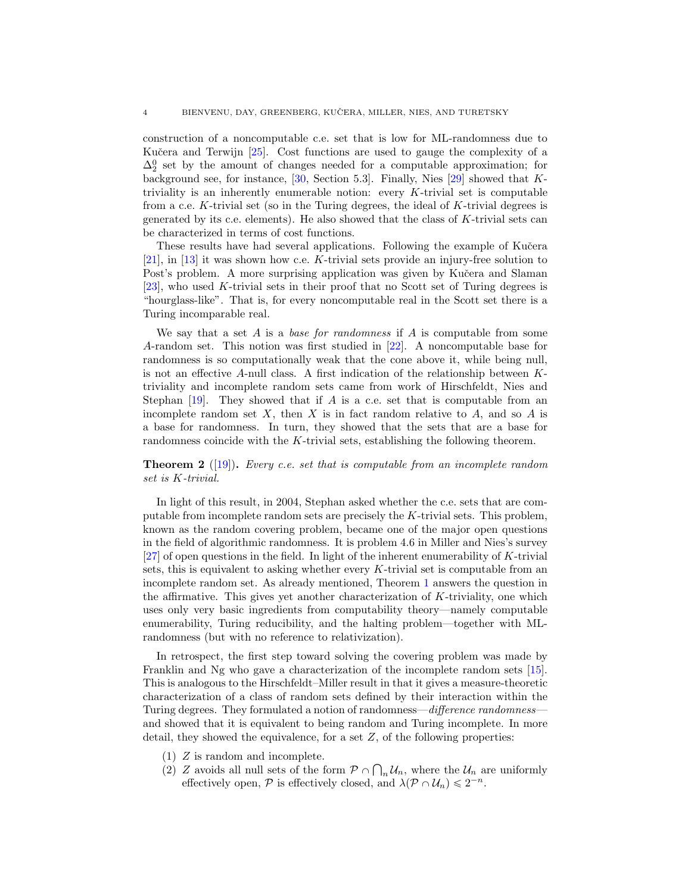construction of a noncomputable c.e. set that is low for ML-randomness due to Kučera and Terwijn [25]. Cost functions are used to gauge the complexity of a $\Delta^0_2$ set by the amount of changes needed for a computable approximation; for background see, for instance, [30, Section 5.3]. Finally, Nies [29] showed that $K$-triviality is an inherently enumerable notion: every $K$-trivial set is computable from a c.e. $K$-trivial set (so in the Turing degrees, the ideal of $K$-trivial degrees is generated by its c.e. elements). He also showed that the class of $K$-trivial sets can be characterized in terms of cost functions.

These results have had several applications. Following the example of Kučera [21], in [13] it was shown how c.e. $K$-trivial sets provide an injury-free solution to Post's problem. A more surprising application was given by Kučera and Slaman [23], who used $K$-trivial sets in their proof that no Scott set of Turing degrees is "hourglass-like". That is, for every noncomputable real in the Scott set there is a Turing incomparable real.

We say that a set $A$ is a *base for randomness* if $A$ is computable from some $A$-random set. This notion was first studied in [22]. A noncomputable base for randomness is so computationally weak that the cone above it, while being null, is not an effective $A$-null class. A first indication of the relationship between $K$-triviality and incomplete random sets came from work of Hirschfeldt, Nies and Stephan [19]. They showed that if $A$ is a c.e. set that is computable from an incomplete random set $X$, then $X$ is in fact random relative to $A$, and so $A$ is a base for randomness. In turn, they showed that the sets that are a base for randomness coincide with the $K$-trivial sets, establishing the following theorem.

**Theorem 2** ([19])**.** *Every c.e. set that is computable from an incomplete random set is $K$-trivial.*

In light of this result, in 2004, Stephan asked whether the c.e. sets that are computable from incomplete random sets are precisely the $K$-trivial sets. This problem, known as the random covering problem, became one of the major open questions in the field of algorithmic randomness. It is problem 4.6 in Miller and Nies's survey [27] of open questions in the field. In light of the inherent enumerability of $K$-trivial sets, this is equivalent to asking whether every $K$-trivial set is computable from an incomplete random set. As already mentioned, Theorem 1 answers the question in the affirmative. This gives yet another characterization of $K$-triviality, one which uses only very basic ingredients from computability theory—namely computable enumerability, Turing reducibility, and the halting problem—together with ML-randomness (but with no reference to relativization).

In retrospect, the first step toward solving the covering problem was made by Franklin and Ng who gave a characterization of the incomplete random sets [15]. This is analogous to the Hirschfeldt–Miller result in that it gives a measure-theoretic characterization of a class of random sets defined by their interaction within the Turing degrees. They formulated a notion of randomness—*difference randomness*—and showed that it is equivalent to being random and Turing incomplete. In more detail, they showed the equivalence, for a set $Z$, of the following properties:

(1) $Z$ is random and incomplete.
(2) $Z$ avoids all null sets of the form $\mathcal{P} \cap \bigcap_n \mathcal{U}_n$, where the $\mathcal{U}_n$ are uniformly effectively open, $\mathcal{P}$ is effectively closed, and $\lambda(\mathcal{P} \cap \mathcal{U}_n) \leqslant 2^{-n}$.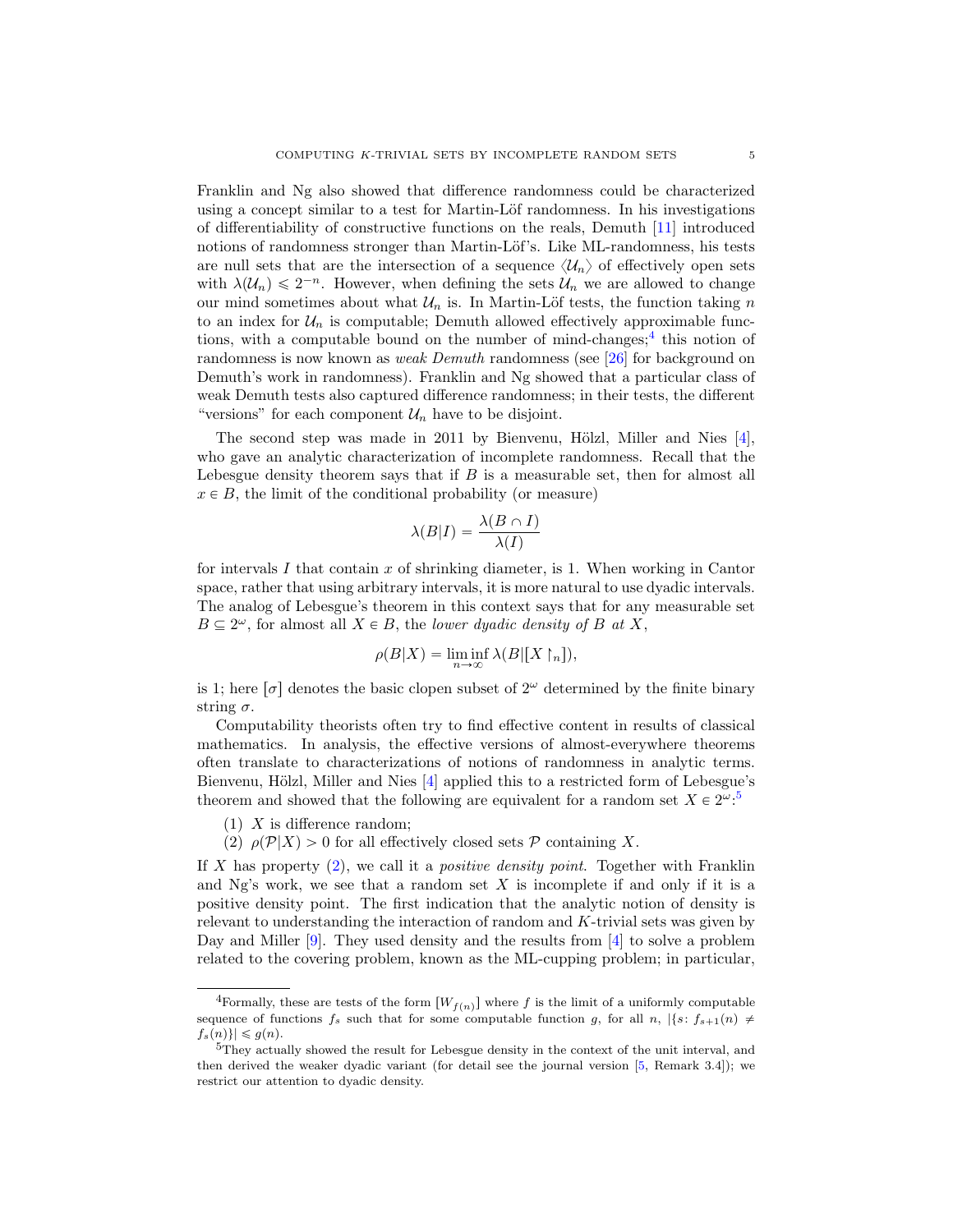Franklin and Ng also showed that difference randomness could be characterized using a concept similar to a test for Martin-Löf randomness. In his investigations of differentiability of constructive functions on the reals, Demuth [11] introduced notions of randomness stronger than Martin-Löf's. Like ML-randomness, his tests are null sets that are the intersection of a sequence $\langle \mathcal{U}_n \rangle$ of effectively open sets with $\lambda(\mathcal{U}_n) \leqslant 2^{-n}$. However, when defining the sets $\mathcal{U}_n$ we are allowed to change our mind sometimes about what $\mathcal{U}_n$ is. In Martin-Löf tests, the function taking $n$ to an index for $\mathcal{U}_n$ is computable; Demuth allowed effectively approximable functions, with a computable bound on the number of mind-changes;[4] this notion of randomness is now known as *weak Demuth* randomness (see [26] for background on Demuth's work in randomness). Franklin and Ng showed that a particular class of weak Demuth tests also captured difference randomness; in their tests, the different "versions" for each component $\mathcal{U}_n$ have to be disjoint.

The second step was made in 2011 by Bienvenu, Hölzl, Miller and Nies [4], who gave an analytic characterization of incomplete randomness. Recall that the Lebesgue density theorem says that if $B$ is a measurable set, then for almost all $x \in B$, the limit of the conditional probability (or measure)

$$\lambda(B|I) = \frac{\lambda(B \cap I)}{\lambda(I)}$$

for intervals $I$ that contain $x$ of shrinking diameter, is 1. When working in Cantor space, rather that using arbitrary intervals, it is more natural to use dyadic intervals. The analog of Lebesgue's theorem in this context says that for any measurable set $B \subseteq 2^\omega$, for almost all $X \in B$, the *lower dyadic density of $B$ at $X$*,

$$\rho(B|X) = \liminf_{n\to\infty} \lambda(B|[X\upharpoonright_n]),$$

is 1; here $[\sigma]$ denotes the basic clopen subset of $2^\omega$ determined by the finite binary string $\sigma$.

Computability theorists often try to find effective content in results of classical mathematics. In analysis, the effective versions of almost-everywhere theorems often translate to characterizations of notions of randomness in analytic terms. Bienvenu, Hölzl, Miller and Nies [4] applied this to a restricted form of Lebesgue's theorem and showed that the following are equivalent for a random set $X \in 2^\omega$:[5]

(1) $X$ is difference random;
(2) $\rho(\mathcal{P}|X) > 0$ for all effectively closed sets $\mathcal{P}$ containing $X$.

If $X$ has property (2), we call it a *positive density point*. Together with Franklin and Ng's work, we see that a random set $X$ is incomplete if and only if it is a positive density point. The first indication that the analytic notion of density is relevant to understanding the interaction of random and $K$-trivial sets was given by Day and Miller [9]. They used density and the results from [4] to solve a problem related to the covering problem, known as the ML-cupping problem; in particular,

[4] Formally, these are tests of the form $[W_{f(n)}]$ where $f$ is the limit of a uniformly computable sequence of functions $f_s$ such that for some computable function $g$, for all $n$, $|\{s\colon f_{s+1}(n) \neq f_s(n)\}| \leqslant g(n)$.

[5] They actually showed the result for Lebesgue density in the context of the unit interval, and then derived the weaker dyadic variant (for detail see the journal version [5, Remark 3.4]); we restrict our attention to dyadic density.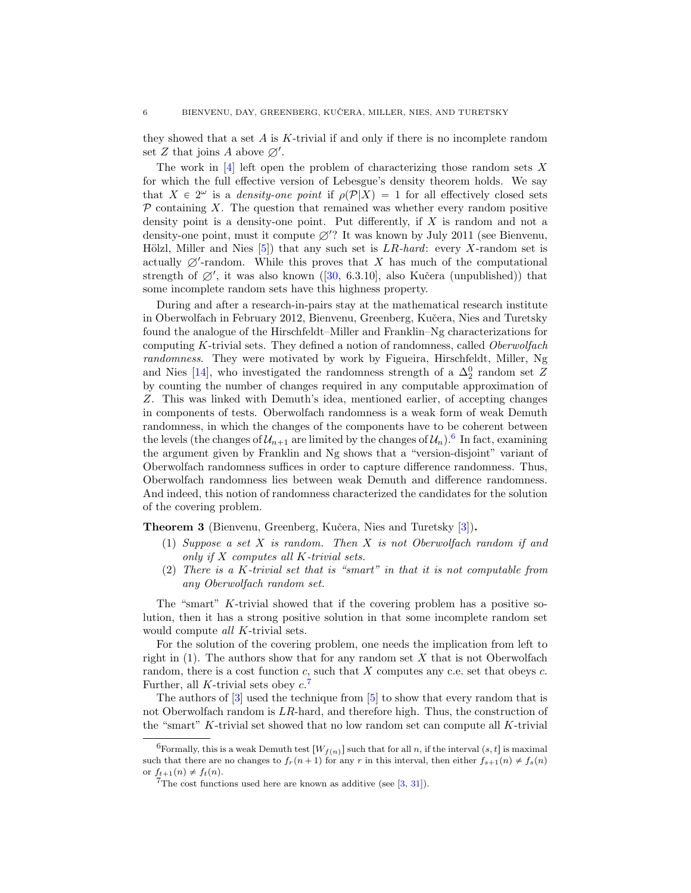they showed that a set $A$ is $K$-trivial if and only if there is no incomplete random set $Z$ that joins $A$ above $\varnothing'$.

The work in [4] left open the problem of characterizing those random sets $X$ for which the full effective version of Lebesgue's density theorem holds. We say that $X \in 2^\omega$ is a *density-one point* if $\rho(\mathcal{P}|X) = 1$ for all effectively closed sets $\mathcal{P}$ containing $X$. The question that remained was whether every random positive density point is a density-one point. Put differently, if $X$ is random and not a density-one point, must it compute $\varnothing'$? It was known by July 2011 (see Bienvenu, Hölzl, Miller and Nies [5]) that any such set is *LR-hard*: every $X$-random set is actually $\varnothing'$-random. While this proves that $X$ has much of the computational strength of $\varnothing'$, it was also known ([30, 6.3.10], also Kučera (unpublished)) that some incomplete random sets have this highness property.

During and after a research-in-pairs stay at the mathematical research institute in Oberwolfach in February 2012, Bienvenu, Greenberg, Kučera, Nies and Turetsky found the analogue of the Hirschfeldt–Miller and Franklin–Ng characterizations for computing $K$-trivial sets. They defined a notion of randomness, called *Oberwolfach randomness*. They were motivated by work by Figueira, Hirschfeldt, Miller, Ng and Nies [14], who investigated the randomness strength of a $\Delta^0_2$ random set $Z$ by counting the number of changes required in any computable approximation of $Z$. This was linked with Demuth's idea, mentioned earlier, of accepting changes in components of tests. Oberwolfach randomness is a weak form of weak Demuth randomness, in which the changes of the components have to be coherent between the levels (the changes of $\mathcal{U}_{n+1}$ are limited by the changes of $\mathcal{U}_n$).[6] In fact, examining the argument given by Franklin and Ng shows that a "version-disjoint" variant of Oberwolfach randomness suffices in order to capture difference randomness. Thus, Oberwolfach randomness lies between weak Demuth and difference randomness. And indeed, this notion of randomness characterized the candidates for the solution of the covering problem.

**Theorem 3** (Bienvenu, Greenberg, Kučera, Nies and Turetsky [3])**.**

1. *Suppose a set $X$ is random. Then $X$ is not Oberwolfach random if and only if $X$ computes all $K$-trivial sets.*
2. *There is a $K$-trivial set that is "smart" in that it is not computable from any Oberwolfach random set.*

The "smart" $K$-trivial showed that if the covering problem has a positive solution, then it has a strong positive solution in that some incomplete random set would compute *all* $K$-trivial sets.

For the solution of the covering problem, one needs the implication from left to right in (1). The authors show that for any random set $X$ that is not Oberwolfach random, there is a cost function $c$, such that $X$ computes any c.e. set that obeys $c$. Further, all $K$-trivial sets obey $c$.[7]

The authors of [3] used the technique from [5] to show that every random that is not Oberwolfach random is $LR$-hard, and therefore high. Thus, the construction of the "smart" $K$-trivial set showed that no low random set can compute all $K$-trivial

---

[6] Formally, this is a weak Demuth test $[W_{f(n)}]$ such that for all $n$, if the interval $(s,t]$ is maximal such that there are no changes to $f_r(n+1)$ for any $r$ in this interval, then either $f_{s+1}(n) \neq f_s(n)$ or $f_{t+1}(n) \neq f_t(n)$.

[7] The cost functions used here are known as additive (see [3, 31]).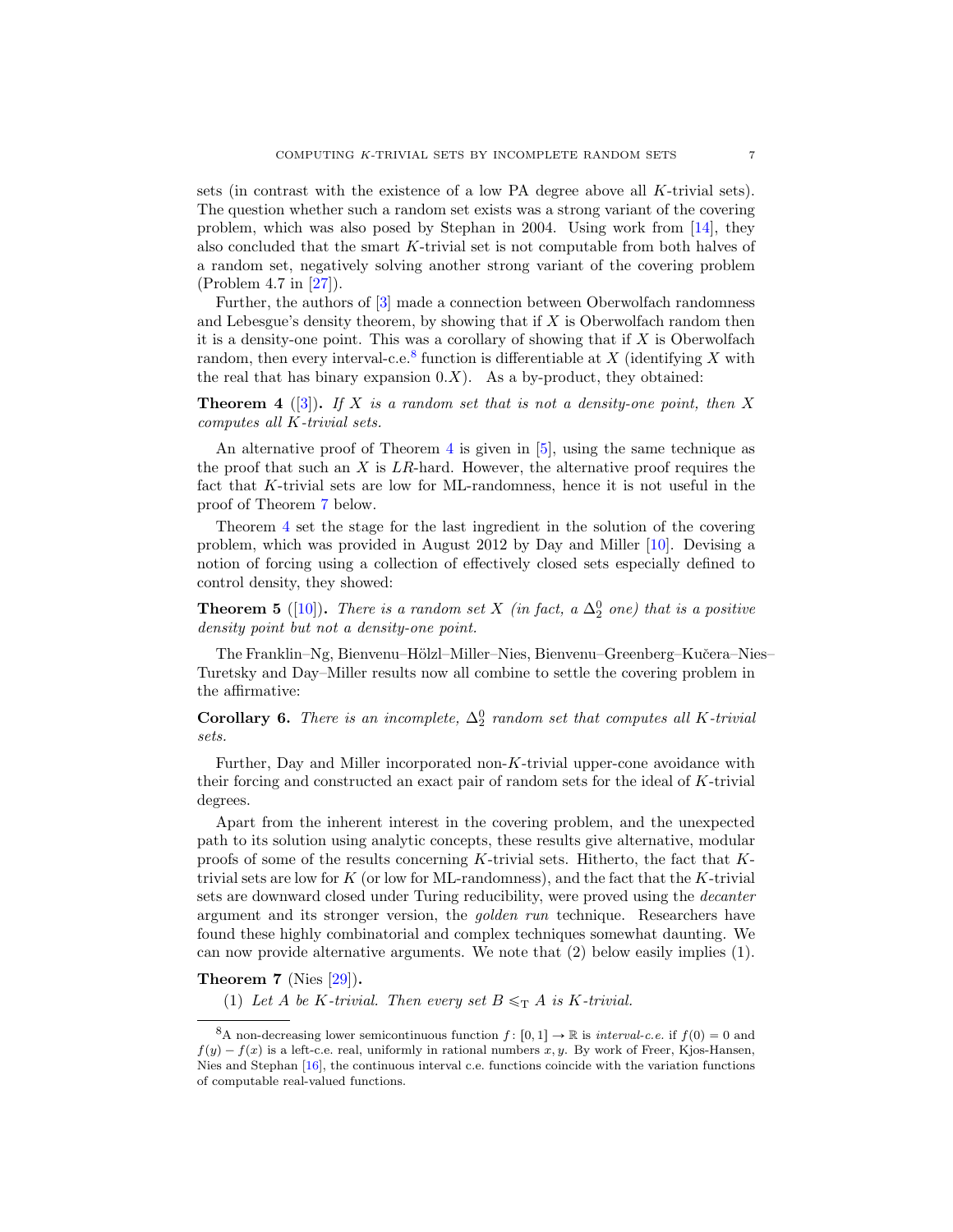sets (in contrast with the existence of a low PA degree above all $K$-trivial sets). The question whether such a random set exists was a strong variant of the covering problem, which was also posed by Stephan in 2004. Using work from [14], they also concluded that the smart $K$-trivial set is not computable from both halves of a random set, negatively solving another strong variant of the covering problem (Problem 4.7 in [27]).

Further, the authors of [3] made a connection between Oberwolfach randomness and Lebesgue's density theorem, by showing that if $X$ is Oberwolfach random then it is a density-one point. This was a corollary of showing that if $X$ is Oberwolfach random, then every interval-c.e.[8] function is differentiable at $X$ (identifying $X$ with the real that has binary expansion $0.X$). As a by-product, they obtained:

**Theorem 4** ([3]). *If $X$ is a random set that is not a density-one point, then $X$ computes all $K$-trivial sets.*

An alternative proof of Theorem 4 is given in [5], using the same technique as the proof that such an $X$ is $LR$-hard. However, the alternative proof requires the fact that $K$-trivial sets are low for ML-randomness, hence it is not useful in the proof of Theorem 7 below.

Theorem 4 set the stage for the last ingredient in the solution of the covering problem, which was provided in August 2012 by Day and Miller [10]. Devising a notion of forcing using a collection of effectively closed sets especially defined to control density, they showed:

**Theorem 5** ([10]). *There is a random set $X$ (in fact, a $\Delta^0_2$ one) that is a positive density point but not a density-one point.*

The Franklin–Ng, Bienvenu–Hölzl–Miller–Nies, Bienvenu–Greenberg–Kučera–Nies–Turetsky and Day–Miller results now all combine to settle the covering problem in the affirmative:

**Corollary 6.** *There is an incomplete, $\Delta^0_2$ random set that computes all $K$-trivial sets.*

Further, Day and Miller incorporated non-$K$-trivial upper-cone avoidance with their forcing and constructed an exact pair of random sets for the ideal of $K$-trivial degrees.

Apart from the inherent interest in the covering problem, and the unexpected path to its solution using analytic concepts, these results give alternative, modular proofs of some of the results concerning $K$-trivial sets. Hitherto, the fact that $K$-trivial sets are low for $K$ (or low for ML-randomness), and the fact that the $K$-trivial sets are downward closed under Turing reducibility, were proved using the *decanter* argument and its stronger version, the *golden run* technique. Researchers have found these highly combinatorial and complex techniques somewhat daunting. We can now provide alternative arguments. We note that (2) below easily implies (1).

**Theorem 7** (Nies [29]).

(1) *Let $A$ be $K$-trivial. Then every set $B \leqslant_{\mathrm{T}} A$ is $K$-trivial.*

---

[8] A non-decreasing lower semicontinuous function $f\colon [0,1] \to \mathbb{R}$ is *interval-c.e.* if $f(0) = 0$ and $f(y) - f(x)$ is a left-c.e. real, uniformly in rational numbers $x, y$. By work of Freer, Kjos-Hansen, Nies and Stephan [16], the continuous interval c.e. functions coincide with the variation functions of computable real-valued functions.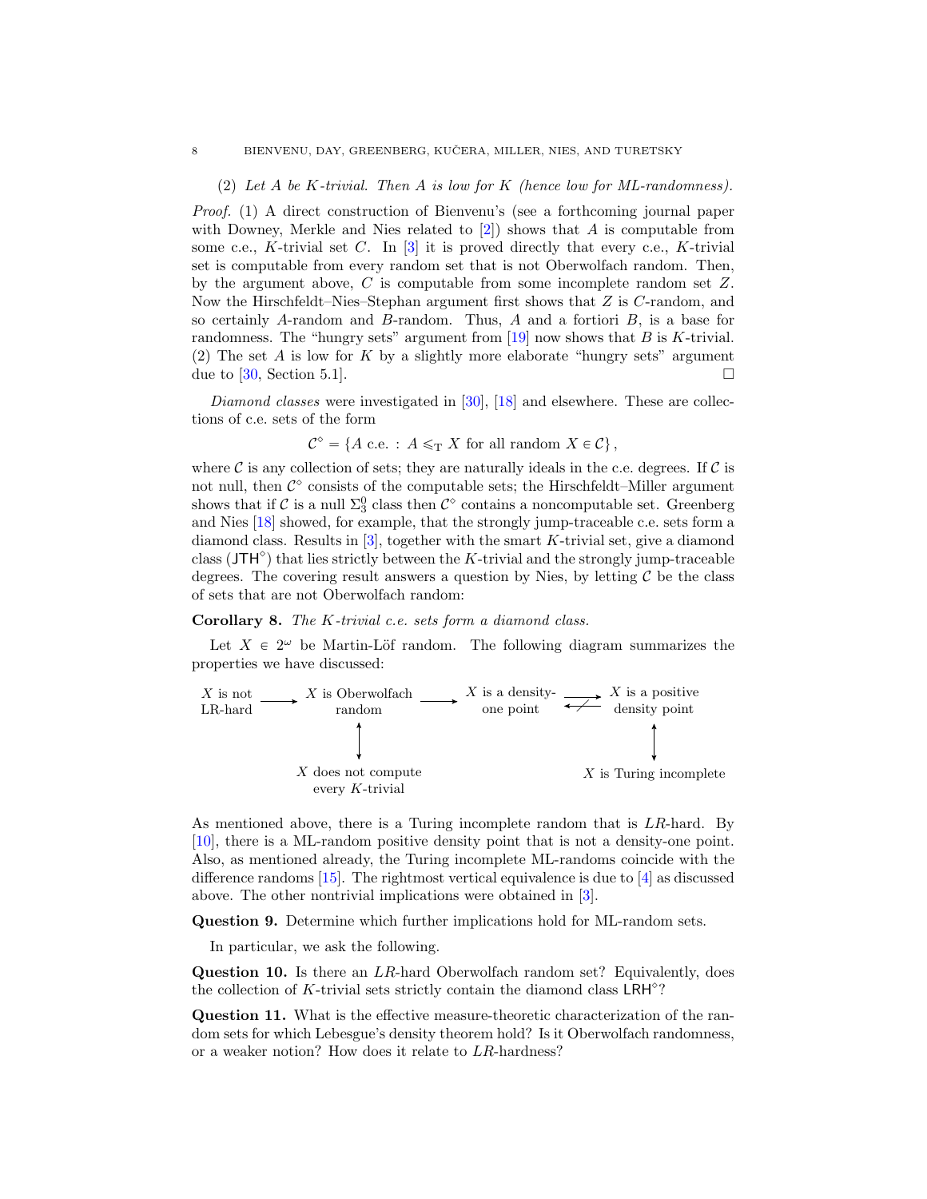(2) *Let $A$ be $K$-trivial. Then $A$ is low for $K$ (hence low for ML-randomness).*

*Proof.* (1) A direct construction of Bienvenu's (see a forthcoming journal paper with Downey, Merkle and Nies related to [2]) shows that $A$ is computable from some c.e., $K$-trivial set $C$. In [3] it is proved directly that every c.e., $K$-trivial set is computable from every random set that is not Oberwolfach random. Then, by the argument above, $C$ is computable from some incomplete random set $Z$. Now the Hirschfeldt–Nies–Stephan argument first shows that $Z$ is $C$-random, and so certainly $A$-random and $B$-random. Thus, $A$ and a fortiori $B$, is a base for randomness. The "hungry sets" argument from [19] now shows that $B$ is $K$-trivial.
(2) The set $A$ is low for $K$ by a slightly more elaborate "hungry sets" argument due to [30, Section 5.1]. □

*Diamond classes* were investigated in [30], [18] and elsewhere. These are collections of c.e. sets of the form

$$\mathcal{C}^\diamond = \{A \text{ c.e.} : A \leqslant_T X \text{ for all random } X \in \mathcal{C}\},$$

where $\mathcal{C}$ is any collection of sets; they are naturally ideals in the c.e. degrees. If $\mathcal{C}$ is not null, then $\mathcal{C}^\diamond$ consists of the computable sets; the Hirschfeldt–Miller argument shows that if $\mathcal{C}$ is a null $\Sigma^0_3$ class then $\mathcal{C}^\diamond$ contains a noncomputable set. Greenberg and Nies [18] showed, for example, that the strongly jump-traceable c.e. sets form a diamond class. Results in [3], together with the smart $K$-trivial set, give a diamond class ($\mathsf{JTH}^\diamond$) that lies strictly between the $K$-trivial and the strongly jump-traceable degrees. The covering result answers a question by Nies, by letting $\mathcal{C}$ be the class of sets that are not Oberwolfach random:

**Corollary 8.** *The $K$-trivial c.e. sets form a diamond class.*

Let $X \in 2^\omega$ be Martin-Löf random. The following diagram summarizes the properties we have discussed:

```
X is not      --->  X is Oberwolfach  --->  X is a density-  --->   X is a positive
LR-hard               random                  one point       <-/-   density point
                        ^                                                 ^
                        |                                                 |
                        v                                                 v
              X does not compute                                  X is Turing incomplete
                every K-trivial
```

As mentioned above, there is a Turing incomplete random that is $LR$-hard. By [10], there is a ML-random positive density point that is not a density-one point. Also, as mentioned already, the Turing incomplete ML-randoms coincide with the difference randoms [15]. The rightmost vertical equivalence is due to [4] as discussed above. The other nontrivial implications were obtained in [3].

**Question 9.** Determine which further implications hold for ML-random sets.

In particular, we ask the following.

**Question 10.** Is there an $LR$-hard Oberwolfach random set? Equivalently, does the collection of $K$-trivial sets strictly contain the diamond class $\mathsf{LRH}^\diamond$?

**Question 11.** What is the effective measure-theoretic characterization of the random sets for which Lebesgue's density theorem hold? Is it Oberwolfach randomness, or a weaker notion? How does it relate to $LR$-hardness?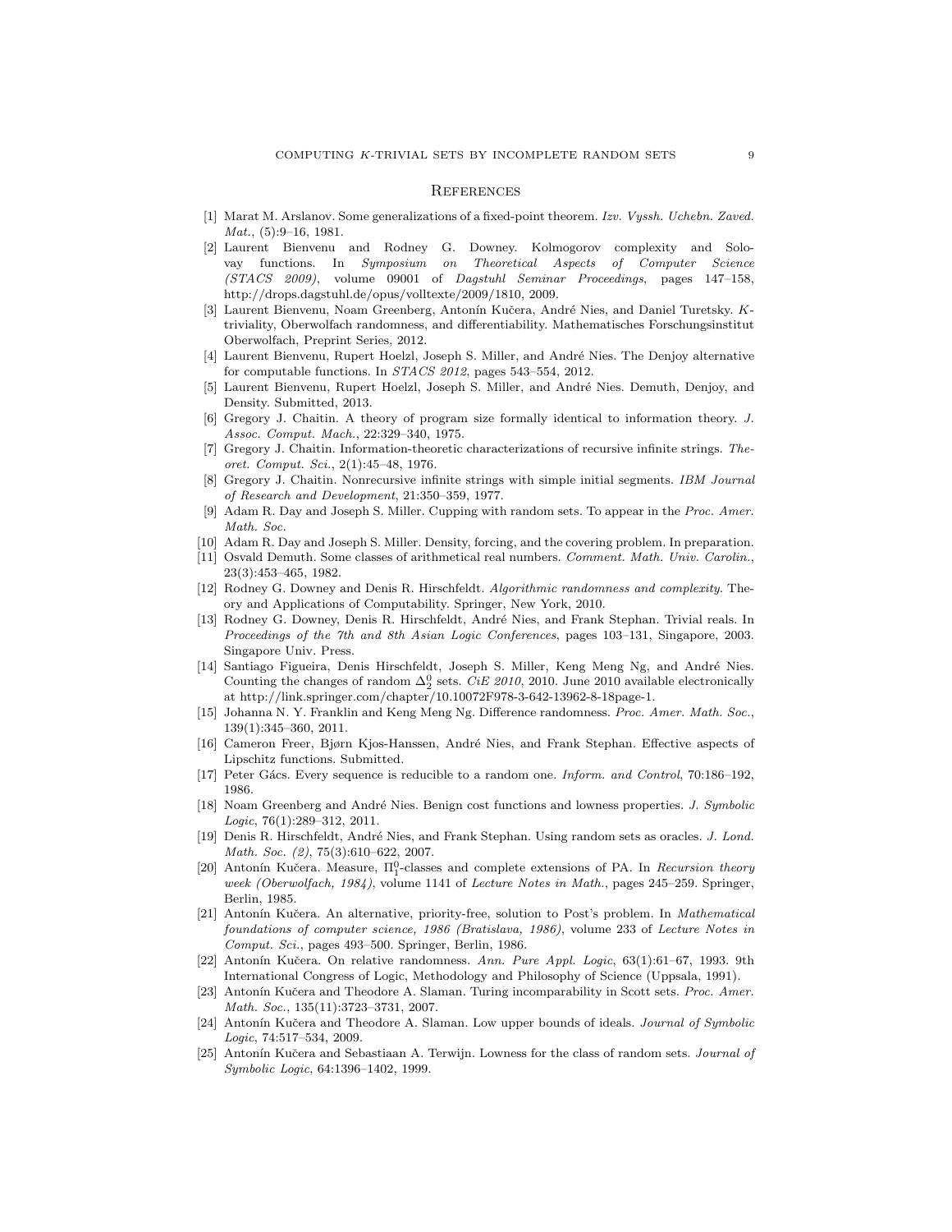## References

[1] Marat M. Arslanov. Some generalizations of a fixed-point theorem. *Izv. Vyssh. Uchebn. Zaved. Mat.*, (5):9–16, 1981.

[2] Laurent Bienvenu and Rodney G. Downey. Kolmogorov complexity and Solovay functions. In *Symposium on Theoretical Aspects of Computer Science (STACS 2009)*, volume 09001 of *Dagstuhl Seminar Proceedings*, pages 147–158, http://drops.dagstuhl.de/opus/volltexte/2009/1810, 2009.

[3] Laurent Bienvenu, Noam Greenberg, Antonín Kučera, André Nies, and Daniel Turetsky. $K$-triviality, Oberwolfach randomness, and differentiability. Mathematisches Forschungsinstitut Oberwolfach, Preprint Series, 2012.

[4] Laurent Bienvenu, Rupert Hoelzl, Joseph S. Miller, and André Nies. The Denjoy alternative for computable functions. In *STACS 2012*, pages 543–554, 2012.

[5] Laurent Bienvenu, Rupert Hoelzl, Joseph S. Miller, and André Nies. Demuth, Denjoy, and Density. Submitted, 2013.

[6] Gregory J. Chaitin. A theory of program size formally identical to information theory. *J. Assoc. Comput. Mach.*, 22:329–340, 1975.

[7] Gregory J. Chaitin. Information-theoretic characterizations of recursive infinite strings. *Theoret. Comput. Sci.*, 2(1):45–48, 1976.

[8] Gregory J. Chaitin. Nonrecursive infinite strings with simple initial segments. *IBM Journal of Research and Development*, 21:350–359, 1977.

[9] Adam R. Day and Joseph S. Miller. Cupping with random sets. To appear in the *Proc. Amer. Math. Soc.*

[10] Adam R. Day and Joseph S. Miller. Density, forcing, and the covering problem. In preparation.

[11] Osvald Demuth. Some classes of arithmetical real numbers. *Comment. Math. Univ. Carolin.*, 23(3):453–465, 1982.

[12] Rodney G. Downey and Denis R. Hirschfeldt. *Algorithmic randomness and complexity*. Theory and Applications of Computability. Springer, New York, 2010.

[13] Rodney G. Downey, Denis R. Hirschfeldt, André Nies, and Frank Stephan. Trivial reals. In *Proceedings of the 7th and 8th Asian Logic Conferences*, pages 103–131, Singapore, 2003. Singapore Univ. Press.

[14] Santiago Figueira, Denis Hirschfeldt, Joseph S. Miller, Keng Meng Ng, and André Nies. Counting the changes of random $\Delta^0_2$ sets. *CiE 2010*, 2010. June 2010 available electronically at http://link.springer.com/chapter/10.10072F978-3-642-13962-8-18page-1.

[15] Johanna N. Y. Franklin and Keng Meng Ng. Difference randomness. *Proc. Amer. Math. Soc.*, 139(1):345–360, 2011.

[16] Cameron Freer, Bjørn Kjos-Hanssen, André Nies, and Frank Stephan. Effective aspects of Lipschitz functions. Submitted.

[17] Peter Gács. Every sequence is reducible to a random one. *Inform. and Control*, 70:186–192, 1986.

[18] Noam Greenberg and André Nies. Benign cost functions and lowness properties. *J. Symbolic Logic*, 76(1):289–312, 2011.

[19] Denis R. Hirschfeldt, André Nies, and Frank Stephan. Using random sets as oracles. *J. Lond. Math. Soc. (2)*, 75(3):610–622, 2007.

[20] Antonín Kučera. Measure, $\Pi^0_1$-classes and complete extensions of PA. In *Recursion theory week (Oberwolfach, 1984)*, volume 1141 of *Lecture Notes in Math.*, pages 245–259. Springer, Berlin, 1985.

[21] Antonín Kučera. An alternative, priority-free, solution to Post's problem. In *Mathematical foundations of computer science, 1986 (Bratislava, 1986)*, volume 233 of *Lecture Notes in Comput. Sci.*, pages 493–500. Springer, Berlin, 1986.

[22] Antonín Kučera. On relative randomness. *Ann. Pure Appl. Logic*, 63(1):61–67, 1993. 9th International Congress of Logic, Methodology and Philosophy of Science (Uppsala, 1991).

[23] Antonín Kučera and Theodore A. Slaman. Turing incomparability in Scott sets. *Proc. Amer. Math. Soc.*, 135(11):3723–3731, 2007.

[24] Antonín Kučera and Theodore A. Slaman. Low upper bounds of ideals. *Journal of Symbolic Logic*, 74:517–534, 2009.

[25] Antonín Kučera and Sebastiaan A. Terwijn. Lowness for the class of random sets. *Journal of Symbolic Logic*, 64:1396–1402, 1999.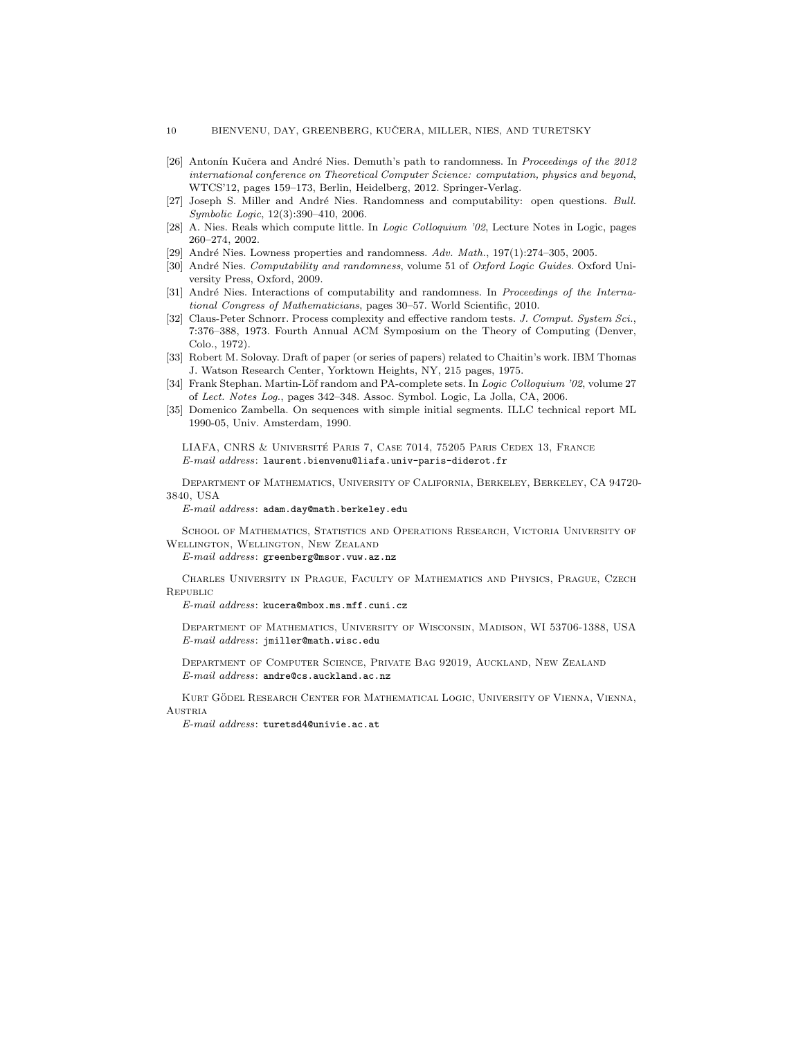[26] Antonín Kučera and André Nies. Demuth's path to randomness. In *Proceedings of the 2012 international conference on Theoretical Computer Science: computation, physics and beyond*, WTCS'12, pages 159–173, Berlin, Heidelberg, 2012. Springer-Verlag.

[27] Joseph S. Miller and André Nies. Randomness and computability: open questions. *Bull. Symbolic Logic*, 12(3):390–410, 2006.

[28] A. Nies. Reals which compute little. In *Logic Colloquium '02*, Lecture Notes in Logic, pages 260–274, 2002.

[29] André Nies. Lowness properties and randomness. *Adv. Math.*, 197(1):274–305, 2005.

[30] André Nies. *Computability and randomness*, volume 51 of *Oxford Logic Guides*. Oxford University Press, Oxford, 2009.

[31] André Nies. Interactions of computability and randomness. In *Proceedings of the International Congress of Mathematicians*, pages 30–57. World Scientific, 2010.

[32] Claus-Peter Schnorr. Process complexity and effective random tests. *J. Comput. System Sci.*, 7:376–388, 1973. Fourth Annual ACM Symposium on the Theory of Computing (Denver, Colo., 1972).

[33] Robert M. Solovay. Draft of paper (or series of papers) related to Chaitin's work. IBM Thomas J. Watson Research Center, Yorktown Heights, NY, 215 pages, 1975.

[34] Frank Stephan. Martin-Löf random and PA-complete sets. In *Logic Colloquium '02*, volume 27 of *Lect. Notes Log.*, pages 342–348. Assoc. Symbol. Logic, La Jolla, CA, 2006.

[35] Domenico Zambella. On sequences with simple initial segments. ILLC technical report ML 1990-05, Univ. Amsterdam, 1990.

LIAFA, CNRS & Université Paris 7, Case 7014, 75205 Paris Cedex 13, France
*E-mail address*: laurent.bienvenu@liafa.univ-paris-diderot.fr

Department of Mathematics, University of California, Berkeley, Berkeley, CA 94720-3840, USA
*E-mail address*: adam.day@math.berkeley.edu

School of Mathematics, Statistics and Operations Research, Victoria University of Wellington, Wellington, New Zealand
*E-mail address*: greenberg@msor.vuw.az.nz

Charles University in Prague, Faculty of Mathematics and Physics, Prague, Czech Republic
*E-mail address*: kucera@mbox.ms.mff.cuni.cz

Department of Mathematics, University of Wisconsin, Madison, WI 53706-1388, USA
*E-mail address*: jmiller@math.wisc.edu

Department of Computer Science, Private Bag 92019, Auckland, New Zealand
*E-mail address*: andre@cs.auckland.ac.nz

Kurt Gödel Research Center for Mathematical Logic, University of Vienna, Vienna, Austria
*E-mail address*: turetsd4@univie.ac.at